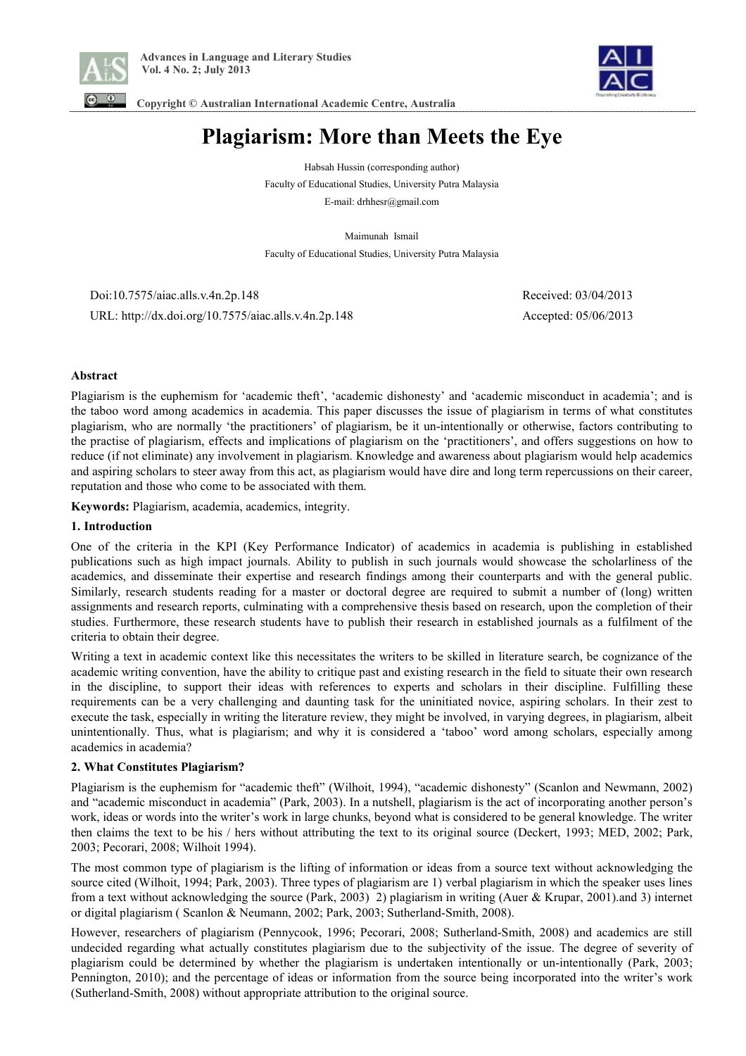# Plagiarism: More than Meets the Eye

Habsah Hussin (corresponding author)

Faculty of Educational Studies, University Putra Malaysia

E-mail: drhhesr@gmail.com

Maimunah Ismail

Faculty of Educational Studies, University Putra Malaysia

Doi:10.7575/aiac.alls.v.4n.2p.148 Received: 03/04/2013

URL: http://dx.doi.org/10.7575/aiac.alls.v.4n.2p.148 Accepted: 05/06/2013

**Abstract**

Plagiarism is the euphemism for 'academic theft', 'academic dishonesty' and 'academic misconduct in academia'; and is the taboo word among academics in academia. This paper discusses the issue of plagiarism in terms of what constitutes plagiarism, who are normally 'the practitioners' of plagiarism, be it un-intentionally or otherwise, factors contributing to the practise of plagiarism, effects and implications of plagiarism on the 'practitioners', and offers suggestions on how to reduce (if not eliminate) any involvement in plagiarism. Knowledge and awareness about plagiarism would help academics and aspiring scholars to steer away from this act, as plagiarism would have dire and long term repercussions on their career, reputation and those who come to be associated with them.

**Keywords:** Plagiarism, academia, academics, integrity.

## 1. Introduction

One of the criteria in the KPI (Key Performance Indicator) of academics in academia is publishing in established publications such as high impact journals. Ability to publish in such journals would showcase the scholarliness of the academics, and disseminate their expertise and research findings among their counterparts and with the general public. Similarly, research students reading for a master or doctoral degree are required to submit a number of (long) written assignments and research reports, culminating with a comprehensive thesis based on research, upon the completion of their studies. Furthermore, these research students have to publish their research in established journals as a fulfilment of the criteria to obtain their degree.

Writing a text in academic context like this necessitates the writers to be skilled in literature search, be cognizance of the academic writing convention, have the ability to critique past and existing research in the field to situate their own research in the discipline, to support their ideas with references to experts and scholars in their discipline. Fulfilling these requirements can be a very challenging and daunting task for the uninitiated novice, aspiring scholars. In their zest to execute the task, especially in writing the literature review, they might be involved, in varying degrees, in plagiarism, albeit unintentionally. Thus, what is plagiarism; and why it is considered a 'taboo' word among scholars, especially among academics in academia?

## 2. What Constitutes Plagiarism?

Plagiarism is the euphemism for "academic theft" (Wilhoit, 1994), "academic dishonesty" (Scanlon and Newmann, 2002) and "academic misconduct in academia" (Park, 2003). In a nutshell, plagiarism is the act of incorporating another person's work, ideas or words into the writer's work in large chunks, beyond what is considered to be general knowledge. The writer then claims the text to be his / hers without attributing the text to its original source (Deckert, 1993; MED, 2002; Park, 2003; Pecorari, 2008; Wilhoit 1994).

The most common type of plagiarism is the lifting of information or ideas from a source text without acknowledging the source cited (Wilhoit, 1994; Park, 2003). Three types of plagiarism are 1) verbal plagiarism in which the speaker uses lines from a text without acknowledging the source (Park, 2003) 2) plagiarism in writing (Auer & Krupar, 2001).and 3) internet or digital plagiarism ( Scanlon & Neumann, 2002; Park, 2003; Sutherland-Smith, 2008).

However, researchers of plagiarism (Pennycook, 1996; Pecorari, 2008; Sutherland-Smith, 2008) and academics are still undecided regarding what actually constitutes plagiarism due to the subjectivity of the issue. The degree of severity of plagiarism could be determined by whether the plagiarism is undertaken intentionally or un-intentionally (Park, 2003; Pennington, 2010); and the percentage of ideas or information from the source being incorporated into the writer's work (Sutherland-Smith, 2008) without appropriate attribution to the original source.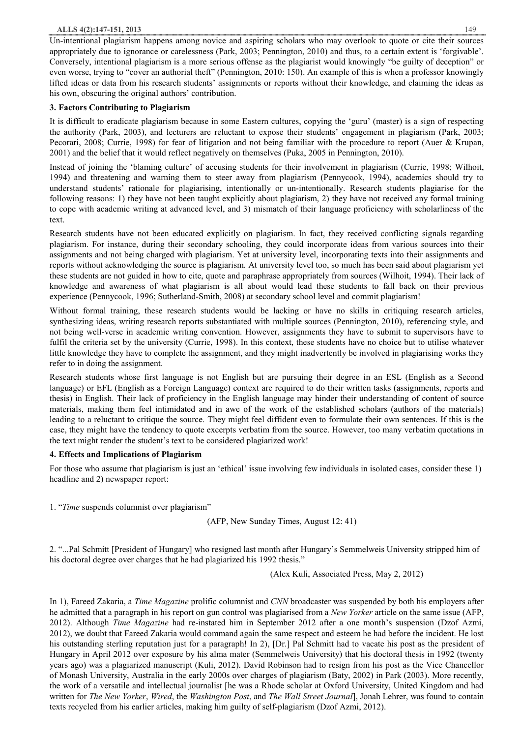Un-intentional plagiarism happens among novice and aspiring scholars who may overlook to quote or cite their sources appropriately due to ignorance or carelessness (Park, 2003; Pennington, 2010) and thus, to a certain extent is 'forgivable'. Conversely, intentional plagiarism is a more serious offense as the plagiarist would knowingly "be guilty of deception" or even worse, trying to "cover an authorial theft" (Pennington, 2010: 150). An example of this is when a professor knowingly lifted ideas or data from his research students' assignments or reports without their knowledge, and claiming the ideas as his own, obscuring the original authors' contribution.

### 3. Factors Contributing to Plagiarism

It is difficult to eradicate plagiarism because in some Eastern cultures, copying the 'guru' (master) is a sign of respecting the authority (Park, 2003), and lecturers are reluctant to expose their students' engagement in plagiarism (Park, 2003; Pecorari, 2008; Currie, 1998) for fear of litigation and not being familiar with the procedure to report (Auer & Krupan, 2001) and the belief that it would reflect negatively on themselves (Puka, 2005 in Pennington, 2010).

Instead of joining the 'blaming culture' of accusing students for their involvement in plagiarism (Currie, 1998; Wilhoit, 1994) and threatening and warning them to steer away from plagiarism (Pennycook, 1994), academics should try to understand students' rationale for plagiarising, intentionally or un-intentionally. Research students plagiarise for the following reasons: 1) they have not been taught explicitly about plagiarism, 2) they have not received any formal training to cope with academic writing at advanced level, and 3) mismatch of their language proficiency with scholarliness of the text.

Research students have not been educated explicitly on plagiarism. In fact, they received conflicting signals regarding plagiarism. For instance, during their secondary schooling, they could incorporate ideas from various sources into their assignments and not being charged with plagiarism. Yet at university level, incorporating texts into their assignments and reports without acknowledging the source is plagiarism. At university level too, so much has been said about plagiarism yet these students are not guided in how to cite, quote and paraphrase appropriately from sources (Wilhoit, 1994). Their lack of knowledge and awareness of what plagiarism is all about would lead these students to fall back on their previous experience (Pennycook, 1996; Sutherland-Smith, 2008) at secondary school level and commit plagiarism!

Without formal training, these research students would be lacking or have no skills in critiquing research articles, synthesizing ideas, writing research reports substantiated with multiple sources (Pennington, 2010), referencing style, and not being well-verse in academic writing convention. However, assignments they have to submit to supervisors have to fulfil the criteria set by the university (Currie, 1998). In this context, these students have no choice but to utilise whatever little knowledge they have to complete the assignment, and they might inadvertently be involved in plagiarising works they refer to in doing the assignment.

Research students whose first language is not English but are pursuing their degree in an ESL (English as a Second language) or EFL (English as a Foreign Language) context are required to do their written tasks (assignments, reports and thesis) in English. Their lack of proficiency in the English language may hinder their understanding of content of source materials, making them feel intimidated and in awe of the work of the established scholars (authors of the materials) leading to a reluctant to critique the source. They might feel diffident even to formulate their own sentences. If this is the case, they might have the tendency to quote excerpts verbatim from the source. However, too many verbatim quotations in the text might render the student's text to be considered plagiarized work!

### 4. Effects and Implications of Plagiarism

For those who assume that plagiarism is just an 'ethical' issue involving few individuals in isolated cases, consider these 1) headline and 2) newspaper report:

1. "*Time* suspends columnist over plagiarism"

(AFP, New Sunday Times, August 12: 41)

2. "...Pal Schmitt [President of Hungary] who resigned last month after Hungary's Semmelweis University stripped him of his doctoral degree over charges that he had plagiarized his 1992 thesis."

(Alex Kuli, Associated Press, May 2, 2012)

In 1), Fareed Zakaria, a *Time Magazine* prolific columnist and *CNN* broadcaster was suspended by both his employers after he admitted that a paragraph in his report on gun control was plagiarised from a *New Yorker* article on the same issue (AFP, 2012). Although *Time Magazine* had re-instated him in September 2012 after a one month's suspension (Dzof Azmi, 2012), we doubt that Fareed Zakaria would command again the same respect and esteem he had before the incident. He lost his outstanding sterling reputation just for a paragraph! In 2), [Dr.] Pal Schmitt had to vacate his post as the president of Hungary in April 2012 over exposure by his alma mater (Semmelweis University) that his doctoral thesis in 1992 (twenty years ago) was a plagiarized manuscript (Kuli, 2012). David Robinson had to resign from his post as the Vice Chancellor of Monash University, Australia in the early 2000s over charges of plagiarism (Baty, 2002) in Park (2003). More recently, the work of a versatile and intellectual journalist [he was a Rhode scholar at Oxford University, United Kingdom and had written for *The New Yorker*, *Wired*, the *Washington Post*, and *The Wall Street Journal*], Jonah Lehrer, was found to contain texts recycled from his earlier articles, making him guilty of self-plagiarism (Dzof Azmi, 2012).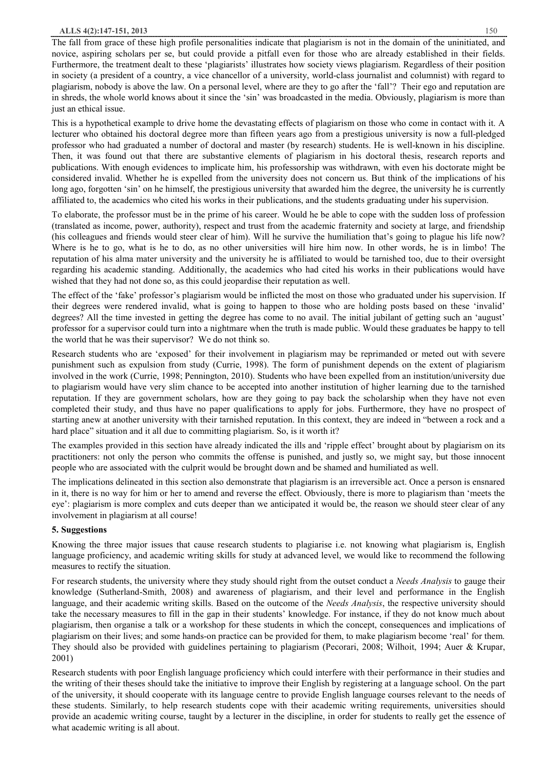The fall from grace of these high profile personalities indicate that plagiarism is not in the domain of the uninitiated, and novice, aspiring scholars per se, but could provide a pitfall even for those who are already established in their fields. Furthermore, the treatment dealt to these 'plagiarists' illustrates how society views plagiarism. Regardless of their position in society (a president of a country, a vice chancellor of a university, world-class journalist and columnist) with regard to plagiarism, nobody is above the law. On a personal level, where are they to go after the 'fall'? Their ego and reputation are in shreds, the whole world knows about it since the 'sin' was broadcasted in the media. Obviously, plagiarism is more than just an ethical issue.

This is a hypothetical example to drive home the devastating effects of plagiarism on those who come in contact with it. A lecturer who obtained his doctoral degree more than fifteen years ago from a prestigious university is now a full-pledged professor who had graduated a number of doctoral and master (by research) students. He is well-known in his discipline. Then, it was found out that there are substantive elements of plagiarism in his doctoral thesis, research reports and publications. With enough evidences to implicate him, his professorship was withdrawn, with even his doctorate might be considered invalid. Whether he is expelled from the university does not concern us. But think of the implications of his long ago, forgotten 'sin' on he himself, the prestigious university that awarded him the degree, the university he is currently affiliated to, the academics who cited his works in their publications, and the students graduating under his supervision.

To elaborate, the professor must be in the prime of his career. Would he be able to cope with the sudden loss of profession (translated as income, power, authority), respect and trust from the academic fraternity and society at large, and friendship (his colleagues and friends would steer clear of him). Will he survive the humiliation that's going to plague his life now? Where is he to go, what is he to do, as no other universities will hire him now. In other words, he is in limbo! The reputation of his alma mater university and the university he is affiliated to would be tarnished too, due to their oversight regarding his academic standing. Additionally, the academics who had cited his works in their publications would have wished that they had not done so, as this could jeopardise their reputation as well.

The effect of the 'fake' professor's plagiarism would be inflicted the most on those who graduated under his supervision. If their degrees were rendered invalid, what is going to happen to those who are holding posts based on these 'invalid' degrees? All the time invested in getting the degree has come to no avail. The initial jubilant of getting such an 'august' professor for a supervisor could turn into a nightmare when the truth is made public. Would these graduates be happy to tell the world that he was their supervisor? We do not think so.

Research students who are 'exposed' for their involvement in plagiarism may be reprimanded or meted out with severe punishment such as expulsion from study (Currie, 1998). The form of punishment depends on the extent of plagiarism involved in the work (Currie, 1998; Pennington, 2010). Students who have been expelled from an institution/university due to plagiarism would have very slim chance to be accepted into another institution of higher learning due to the tarnished reputation. If they are government scholars, how are they going to pay back the scholarship when they have not even completed their study, and thus have no paper qualifications to apply for jobs. Furthermore, they have no prospect of starting anew at another university with their tarnished reputation. In this context, they are indeed in "between a rock and a hard place" situation and it all due to committing plagiarism. So, is it worth it?

The examples provided in this section have already indicated the ills and 'ripple effect' brought about by plagiarism on its practitioners: not only the person who commits the offense is punished, and justly so, we might say, but those innocent people who are associated with the culprit would be brought down and be shamed and humiliated as well.

The implications delineated in this section also demonstrate that plagiarism is an irreversible act. Once a person is ensnared in it, there is no way for him or her to amend and reverse the effect. Obviously, there is more to plagiarism than 'meets the eye': plagiarism is more complex and cuts deeper than we anticipated it would be, the reason we should steer clear of any involvement in plagiarism at all course!

**5. Suggestions**

Knowing the three major issues that cause research students to plagiarise i.e. not knowing what plagiarism is, English language proficiency, and academic writing skills for study at advanced level, we would like to recommend the following measures to rectify the situation.

For research students, the university where they study should right from the outset conduct a *Needs Analysis* to gauge their knowledge (Sutherland-Smith, 2008) and awareness of plagiarism, and their level and performance in the English language, and their academic writing skills. Based on the outcome of the *Needs Analysis*, the respective university should take the necessary measures to fill in the gap in their students' knowledge. For instance, if they do not know much about plagiarism, then organise a talk or a workshop for these students in which the concept, consequences and implications of plagiarism on their lives; and some hands-on practice can be provided for them, to make plagiarism become 'real' for them. They should also be provided with guidelines pertaining to plagiarism (Pecorari, 2008; Wilhoit, 1994; Auer & Krupar, 2001)

Research students with poor English language proficiency which could interfere with their performance in their studies and the writing of their theses should take the initiative to improve their English by registering at a language school. On the part of the university, it should cooperate with its language centre to provide English language courses relevant to the needs of these students. Similarly, to help research students cope with their academic writing requirements, universities should provide an academic writing course, taught by a lecturer in the discipline, in order for students to really get the essence of what academic writing is all about.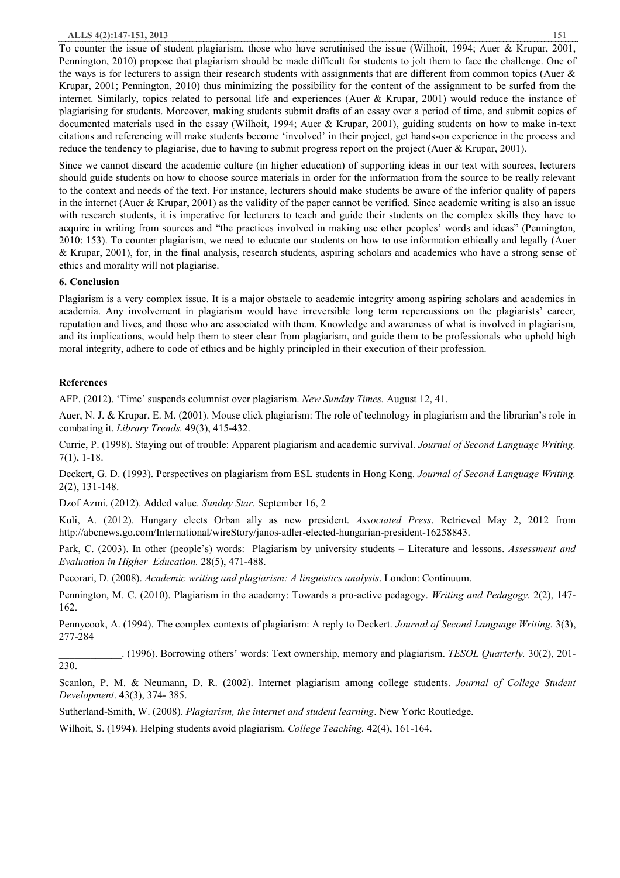To counter the issue of student plagiarism, those who have scrutinised the issue (Wilhoit, 1994; Auer & Krupar, 2001, Pennington, 2010) propose that plagiarism should be made difficult for students to jolt them to face the challenge. One of the ways is for lecturers to assign their research students with assignments that are different from common topics (Auer & Krupar, 2001; Pennington, 2010) thus minimizing the possibility for the content of the assignment to be surfed from the internet. Similarly, topics related to personal life and experiences (Auer & Krupar, 2001) would reduce the instance of plagiarising for students. Moreover, making students submit drafts of an essay over a period of time, and submit copies of documented materials used in the essay (Wilhoit, 1994; Auer & Krupar, 2001), guiding students on how to make in-text citations and referencing will make students become 'involved' in their project, get hands-on experience in the process and reduce the tendency to plagiarise, due to having to submit progress report on the project (Auer & Krupar, 2001).

Since we cannot discard the academic culture (in higher education) of supporting ideas in our text with sources, lecturers should guide students on how to choose source materials in order for the information from the source to be really relevant to the context and needs of the text. For instance, lecturers should make students be aware of the inferior quality of papers in the internet (Auer & Krupar, 2001) as the validity of the paper cannot be verified. Since academic writing is also an issue with research students, it is imperative for lecturers to teach and guide their students on the complex skills they have to acquire in writing from sources and "the practices involved in making use other peoples' words and ideas" (Pennington, 2010: 153). To counter plagiarism, we need to educate our students on how to use information ethically and legally (Auer & Krupar, 2001), for, in the final analysis, research students, aspiring scholars and academics who have a strong sense of ethics and morality will not plagiarise.

## 6. Conclusion

Plagiarism is a very complex issue. It is a major obstacle to academic integrity among aspiring scholars and academics in academia. Any involvement in plagiarism would have irreversible long term repercussions on the plagiarists' career, reputation and lives, and those who are associated with them. Knowledge and awareness of what is involved in plagiarism, and its implications, would help them to steer clear from plagiarism, and guide them to be professionals who uphold high moral integrity, adhere to code of ethics and be highly principled in their execution of their profession.

## References

AFP. (2012). 'Time' suspends columnist over plagiarism. *New Sunday Times.* August 12, 41.

Auer, N. J. & Krupar, E. M. (2001). Mouse click plagiarism: The role of technology in plagiarism and the librarian's role in combating it. *Library Trends.* 49(3), 415-432.

Currie, P. (1998). Staying out of trouble: Apparent plagiarism and academic survival. *Journal of Second Language Writing.* 7(1), 1-18.

Deckert, G. D. (1993). Perspectives on plagiarism from ESL students in Hong Kong. *Journal of Second Language Writing.* 2(2), 131-148.

Dzof Azmi. (2012). Added value. *Sunday Star.* September 16, 2

Kuli, A. (2012). Hungary elects Orban ally as new president. *Associated Press*. Retrieved May 2, 2012 from http://abcnews.go.com/International/wireStory/janos-adler-elected-hungarian-president-16258843.

Park, C. (2003). In other (people's) words: Plagiarism by university students – Literature and lessons. *Assessment and Evaluation in Higher Education.* 28(5), 471-488.

Pecorari, D. (2008). *Academic writing and plagiarism: A linguistics analysis*. London: Continuum.

Pennington, M. C. (2010). Plagiarism in the academy: Towards a pro-active pedagogy. *Writing and Pedagogy.* 2(2), 147-162.

Pennycook, A. (1994). The complex contexts of plagiarism: A reply to Deckert. *Journal of Second Language Writing.* 3(3), 277-284

\_\_\_\_\_\_\_\_\_\_\_\_. (1996). Borrowing others' words: Text ownership, memory and plagiarism. *TESOL Quarterly.* 30(2), 201-230.

Scanlon, P. M. & Neumann, D. R. (2002). Internet plagiarism among college students. *Journal of College Student Development*. 43(3), 374- 385.

Sutherland-Smith, W. (2008). *Plagiarism, the internet and student learning*. New York: Routledge.

Wilhoit, S. (1994). Helping students avoid plagiarism. *College Teaching.* 42(4), 161-164.